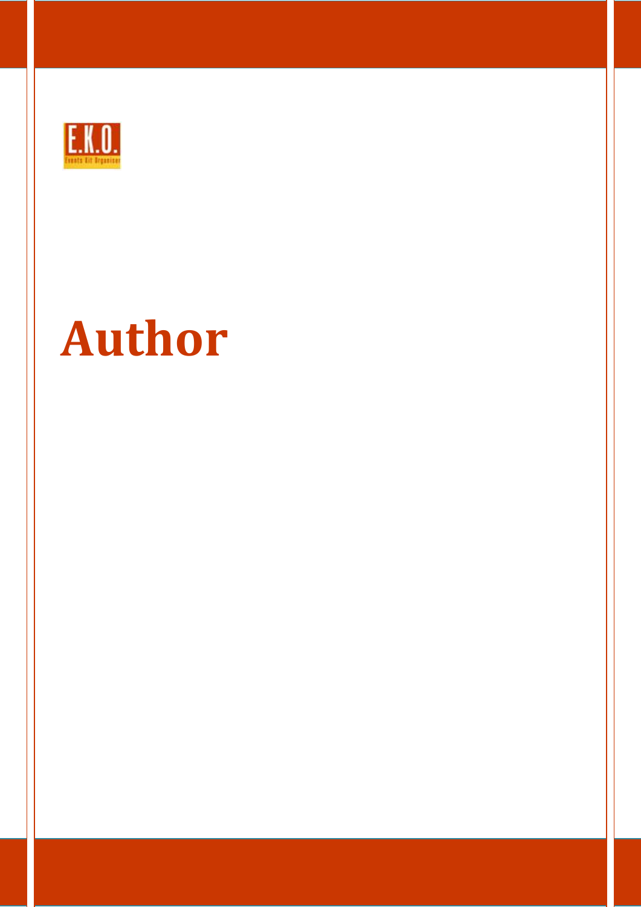E.K.O.

Events Kit Organiser

# Author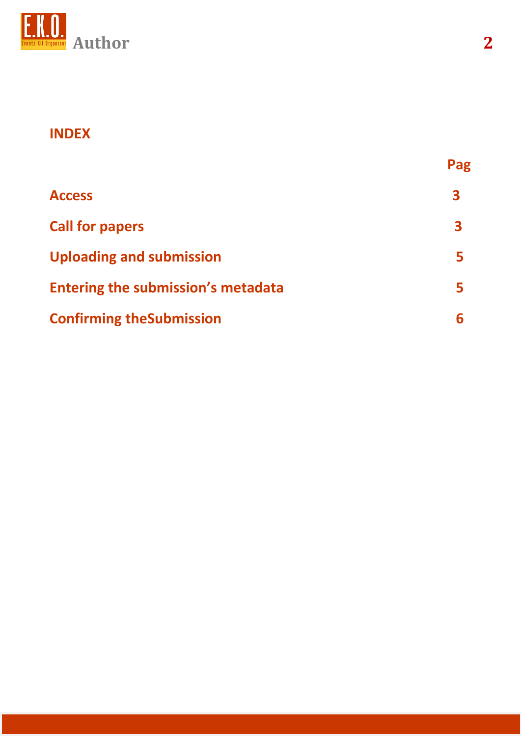## INDEX

| | Pag |
|---|---|
| **Access** | **3** |
| **Call for papers** | **3** |
| **Uploading and submission** | **5** |
| **Entering the submission’s metadata** | **5** |
| **Confirming theSubmission** | **6** |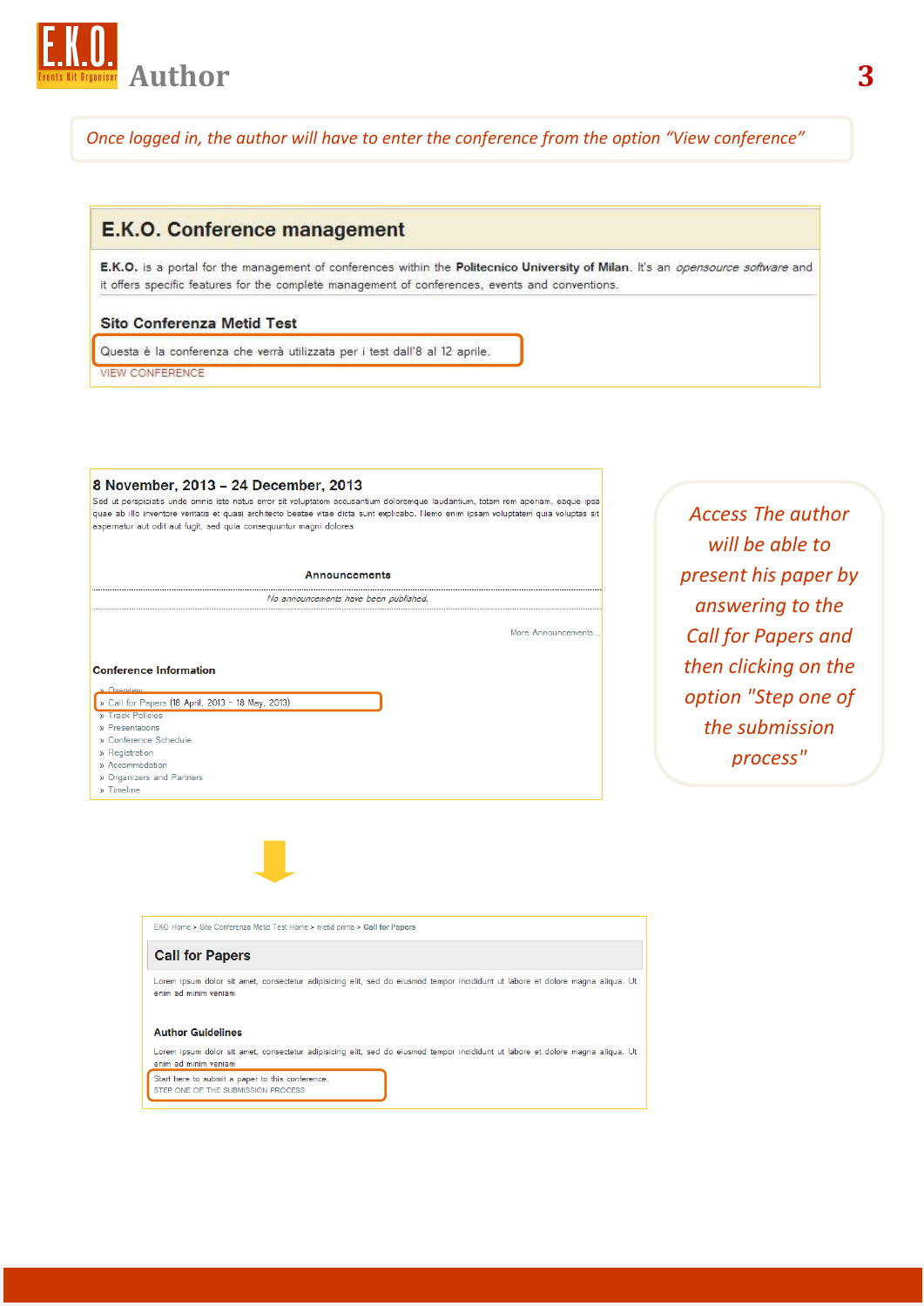# Author

*Once logged in, the author will have to enter the conference from the option "View conference"*

## E.K.O. Conference management

**E.K.O.** is a portal for the management of conferences within the **Politecnico University of Milan**. It's an *opensource software* and it offers specific features for the complete management of conferences, events and conventions.

### Sito Conferenza Metid Test

Questa è la conferenza che verrà utilizzata per i test dall'8 al 12 aprile.

VIEW CONFERENCE

### 8 November, 2013 – 24 December, 2013

Sed ut perspiciatis unde omnis iste natus error sit voluptatem accusantium doloremque laudantium, totam rem aperiam, eaque ipsa quae ab illo inventore veritatis et quasi architecto beatae vitae dicta sunt explicabo. Nemo enim ipsam voluptatem quia voluptas sit aspernatur aut odit aut fugit, sed quia consequuntur magni dolores

**Announcements**

*No announcements have been published.*

More Announcements...

**Conference Information**

- » Overview
- » Call for Papers (18 April, 2013 – 18 May, 2013)
- » Track Policies
- » Presentations
- » Conference Schedule
- » Registration
- » Accommodation
- » Organizers and Partners
- » Timeline

*Access The author will be able to present his paper by answering to the Call for Papers and then clicking on the option "Step one of the submission process"*

EKO Home > Sito Conferenza Metid Test Home > metid prima > **Call for Papers**

### Call for Papers

Lorem ipsum dolor sit amet, consectetur adipisicing elit, sed do eiusmod tempor incididunt ut labore et dolore magna aliqua. Ut enim ad minim veniam

**Author Guidelines**

Lorem ipsum dolor sit amet, consectetur adipisicing elit, sed do eiusmod tempor incididunt ut labore et dolore magna aliqua. Ut enim ad minim veniam

Start here to submit a paper to this conference.
STEP ONE OF THE SUBMISSION PROCESS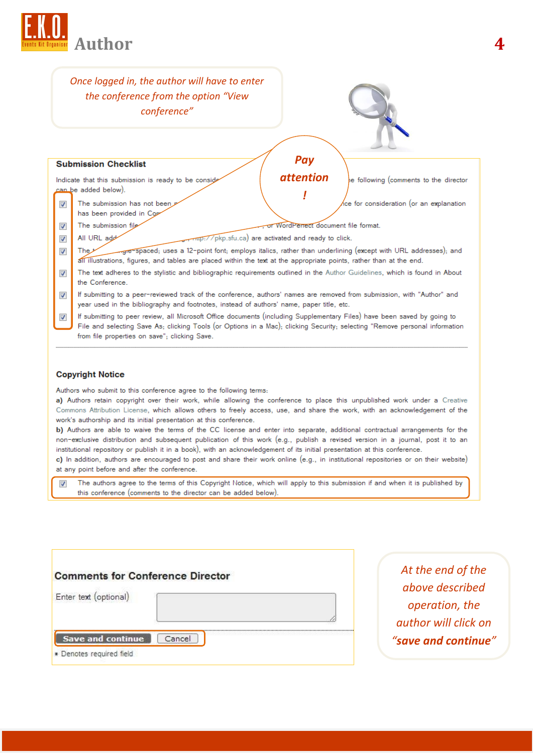*Once logged in, the author will have to enter the conference from the option "View conference"*

**Submission Checklist**

Indicate that this submission is ready to be conside... ...e following (comments to the director can be added below).

- [x] The submission has not been p... ...ce for consideration (or an explanation has been provided in Co...
- [x] The submission file... ...or WordPerfect document file format.
- [x] All URL add... ...http://pkp.sfu.ca) are activated and ready to click.
- [x] The t... ...gle-spaced; uses a 12-point font; employs italics, rather than underlining (except with URL addresses); and all illustrations, figures, and tables are placed within the text at the appropriate points, rather than at the end.
- [x] The text adheres to the stylistic and bibliographic requirements outlined in the Author Guidelines, which is found in About the Conference.
- [x] If submitting to a peer-reviewed track of the conference, authors' names are removed from submission, with "Author" and year used in the bibliography and footnotes, instead of authors' name, paper title, etc.
- [x] If submitting to peer review, all Microsoft Office documents (including Supplementary Files) have been saved by going to File and selecting Save As; clicking Tools (or Options in a Mac); clicking Security; selecting "Remove personal information from file properties on save"; clicking Save.

*Pay attention !*

**Copyright Notice**

Authors who submit to this conference agree to the following terms:

**a)** Authors retain copyright over their work, while allowing the conference to place this unpublished work under a Creative Commons Attribution License, which allows others to freely access, use, and share the work, with an acknowledgement of the work's authorship and its initial presentation at this conference.

**b)** Authors are able to waive the terms of the CC license and enter into separate, additional contractual arrangements for the non-exclusive distribution and subsequent publication of this work (e.g., publish a revised version in a journal, post it to an institutional repository or publish it in a book), with an acknowledgement of its initial presentation at this conference.

**c)** In addition, authors are encouraged to post and share their work online (e.g., in institutional repositories or on their website) at any point before and after the conference.

- [x] The authors agree to the terms of this Copyright Notice, which will apply to this submission if and when it is published by this conference (comments to the director can be added below).

**Comments for Conference Director**

Enter text (optional)

Save and continue | Cancel

* Denotes required field

*At the end of the above described operation, the author will click on **"save and continue"***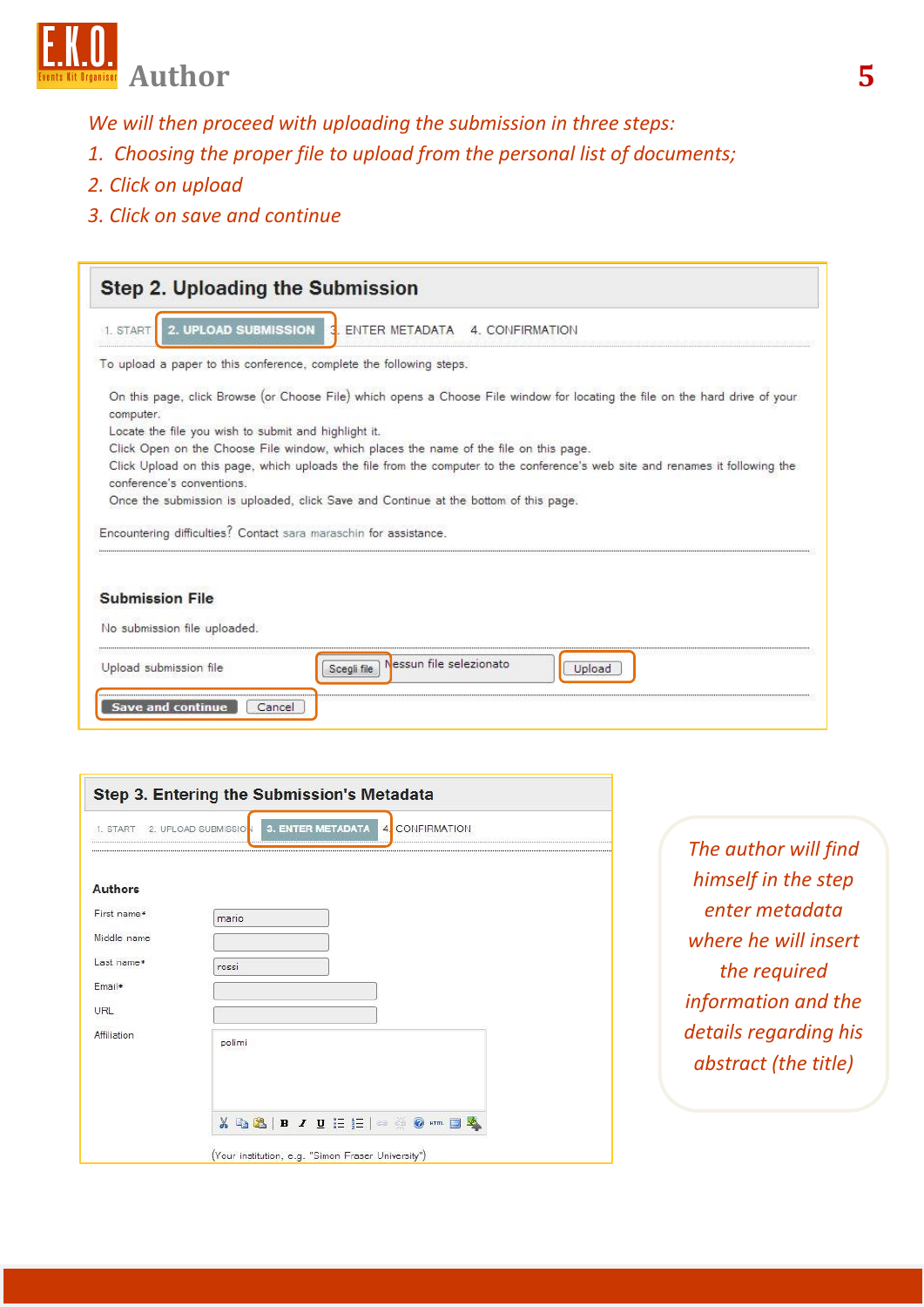*We will then proceed with uploading the submission in three steps:*

1. *Choosing the proper file to upload from the personal list of documents;*
2. *Click on upload*
3. *Click on save and continue*

## Step 2. Uploading the Submission

1. START **2. UPLOAD SUBMISSION** 3. ENTER METADATA 4. CONFIRMATION

To upload a paper to this conference, complete the following steps.

On this page, click Browse (or Choose File) which opens a Choose File window for locating the file on the hard drive of your computer.
Locate the file you wish to submit and highlight it.
Click Open on the Choose File window, which places the name of the file on this page.
Click Upload on this page, which uploads the file from the computer to the conference's web site and renames it following the conference's conventions.
Once the submission is uploaded, click Save and Continue at the bottom of this page.

Encountering difficulties? Contact sara maraschin for assistance.

### Submission File

No submission file uploaded.

Upload submission file [Scegli file] Nessun file selezionato [Upload]

[Save and continue] [Cancel]

## Step 3. Entering the Submission's Metadata

1. START 2. UPLOAD SUBMISSION **3. ENTER METADATA** 4. CONFIRMATION

### Authors

First name* mario
Middle name
Last name* rossi
Email*
URL
Affiliation polimi

(Your institution, e.g. "Simon Fraser University")

*The author will find himself in the step enter metadata where he will insert the required information and the details regarding his abstract (the title)*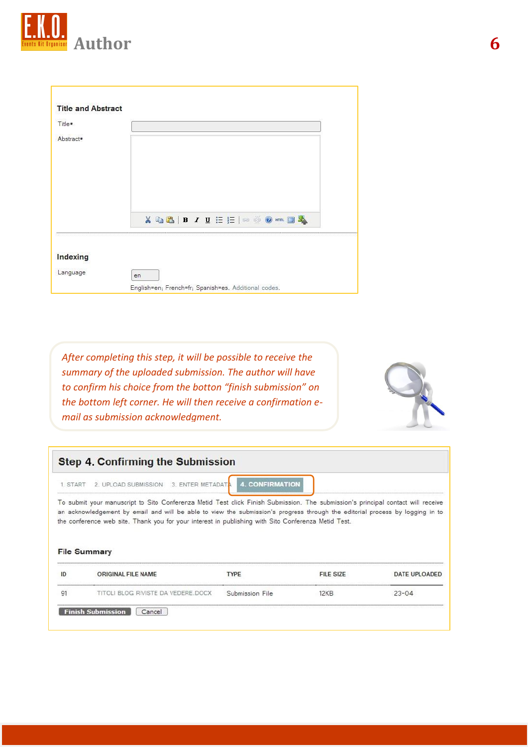**Title and Abstract**

Title*

Abstract*

**Indexing**

Language

en

English=en; French=fr; Spanish=es. Additional codes.

*After completing this step, it will be possible to receive the summary of the uploaded submission. The author will have to confirm his choice from the botton "finish submission" on the bottom left corner. He will then receive a confirmation e-mail as submission acknowledgment.*

## Step 4. Confirming the Submission

1. START 2. UPLOAD SUBMISSION 3. ENTER METADATA **4. CONFIRMATION**

To submit your manuscript to Sito Conferenza Metid Test click Finish Submission. The submission's principal contact will receive an acknowledgement by email and will be able to view the submission's progress through the editorial process by logging in to the conference web site. Thank you for your interest in publishing with Sito Conferenza Metid Test.

**File Summary**

| ID | ORIGINAL FILE NAME | TYPE | FILE SIZE | DATE UPLOADED |
|---|---|---|---|---|
| 91 | TITOLI BLOG RIVISTE DA VEDERE.DOCX | Submission File | 12KB | 23-04 |

Finish Submission | Cancel